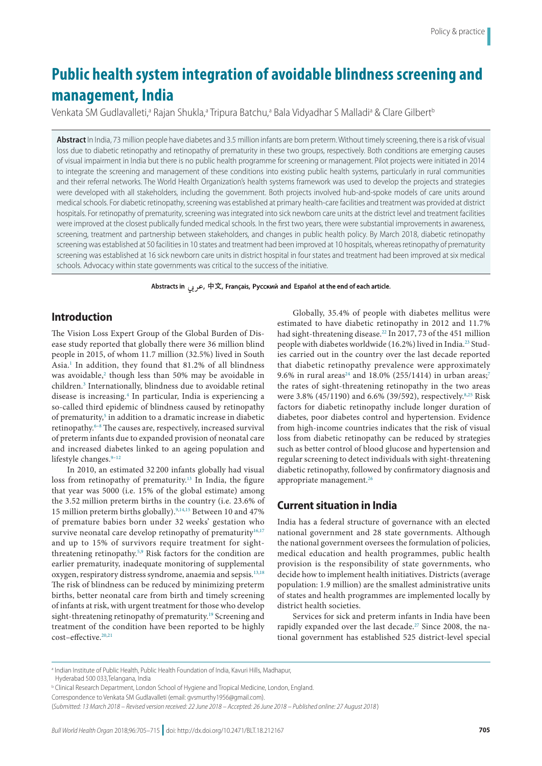# Public health system integration of avoidable blindness screening and management, India

Venkata SM Gudlavalleti,[a] Rajan Shukla,[a] Tripura Batchu,[a] Bala Vidyadhar S Malladi[a] & Clare Gilbert[b]

**Abstract** In India, 73 million people have diabetes and 3.5 million infants are born preterm. Without timely screening, there is a risk of visual loss due to diabetic retinopathy and retinopathy of prematurity in these two groups, respectively. Both conditions are emerging causes of visual impairment in India but there is no public health programme for screening or management. Pilot projects were initiated in 2014 to integrate the screening and management of these conditions into existing public health systems, particularly in rural communities and their referral networks. The World Health Organization's health systems framework was used to develop the projects and strategies were developed with all stakeholders, including the government. Both projects involved hub-and-spoke models of care units around medical schools. For diabetic retinopathy, screening was established at primary health-care facilities and treatment was provided at district hospitals. For retinopathy of prematurity, screening was integrated into sick newborn care units at the district level and treatment facilities were improved at the closest publically funded medical schools. In the first two years, there were substantial improvements in awareness, screening, treatment and partnership between stakeholders, and changes in public health policy. By March 2018, diabetic retinopathy screening was established at 50 facilities in 10 states and treatment had been improved at 10 hospitals, whereas retinopathy of prematurity screening was established at 16 sick newborn care units in district hospital in four states and treatment had been improved at six medical schools. Advocacy within state governments was critical to the success of the initiative.

Abstracts in عربي, 中文, Français, Русский and Español at the end of each article.

## Introduction

The Vision Loss Expert Group of the Global Burden of Disease study reported that globally there were 36 million blind people in 2015, of whom 11.7 million (32.5%) lived in South Asia.[1] In addition, they found that 81.2% of all blindness was avoidable,[2] though less than 50% may be avoidable in children.[3] Internationally, blindness due to avoidable retinal disease is increasing.[4] In particular, India is experiencing a so-called third epidemic of blindness caused by retinopathy of prematurity,[5] in addition to a dramatic increase in diabetic retinopathy.[6–8] The causes are, respectively, increased survival of preterm infants due to expanded provision of neonatal care and increased diabetes linked to an ageing population and lifestyle changes.[9–12]

In 2010, an estimated 32 200 infants globally had visual loss from retinopathy of prematurity.[13] In India, the figure that year was 5000 (i.e. 15% of the global estimate) among the 3.52 million preterm births in the country (i.e. 23.6% of 15 million preterm births globally).[9,14,15] Between 10 and 47% of premature babies born under 32 weeks' gestation who survive neonatal care develop retinopathy of prematurity[16,17] and up to 15% of survivors require treatment for sight-threatening retinopathy.[5,9] Risk factors for the condition are earlier prematurity, inadequate monitoring of supplemental oxygen, respiratory distress syndrome, anaemia and sepsis.[13,18] The risk of blindness can be reduced by minimizing preterm births, better neonatal care from birth and timely screening of infants at risk, with urgent treatment for those who develop sight-threatening retinopathy of prematurity.[19] Screening and treatment of the condition have been reported to be highly cost–effective.[20,21]

Globally, 35.4% of people with diabetes mellitus were estimated to have diabetic retinopathy in 2012 and 11.7% had sight-threatening disease.[22] In 2017, 73 of the 451 million people with diabetes worldwide (16.2%) lived in India.[23] Studies carried out in the country over the last decade reported that diabetic retinopathy prevalence were approximately 9.6% in rural areas[24] and 18.0% (255/1414) in urban areas;[7] the rates of sight-threatening retinopathy in the two areas were 3.8% (45/1190) and 6.6% (39/592), respectively.[8,25] Risk factors for diabetic retinopathy include longer duration of diabetes, poor diabetes control and hypertension. Evidence from high-income countries indicates that the risk of visual loss from diabetic retinopathy can be reduced by strategies such as better control of blood glucose and hypertension and regular screening to detect individuals with sight-threatening diabetic retinopathy, followed by confirmatory diagnosis and appropriate management.[26]

## Current situation in India

India has a federal structure of governance with an elected national government and 28 state governments. Although the national government oversees the formulation of policies, medical education and health programmes, public health provision is the responsibility of state governments, who decide how to implement health initiatives. Districts (average population: 1.9 million) are the smallest administrative units of states and health programmes are implemented locally by district health societies.

Services for sick and preterm infants in India have been rapidly expanded over the last decade.[27] Since 2008, the national government has established 525 district-level special

[a] Indian Institute of Public Health, Public Health Foundation of India, Kavuri Hills, Madhapur, Hyderabad 500 033,Telangana, India

[b] Clinical Research Department, London School of Hygiene and Tropical Medicine, London, England.

Correspondence to Venkata SM Gudlavalleti (email: gvsmurthy1956@gmail.com).

(*Submitted: 13 March 2018 – Revised version received: 22 June 2018 – Accepted: 26 June 2018 – Published online: 27 August 2018*)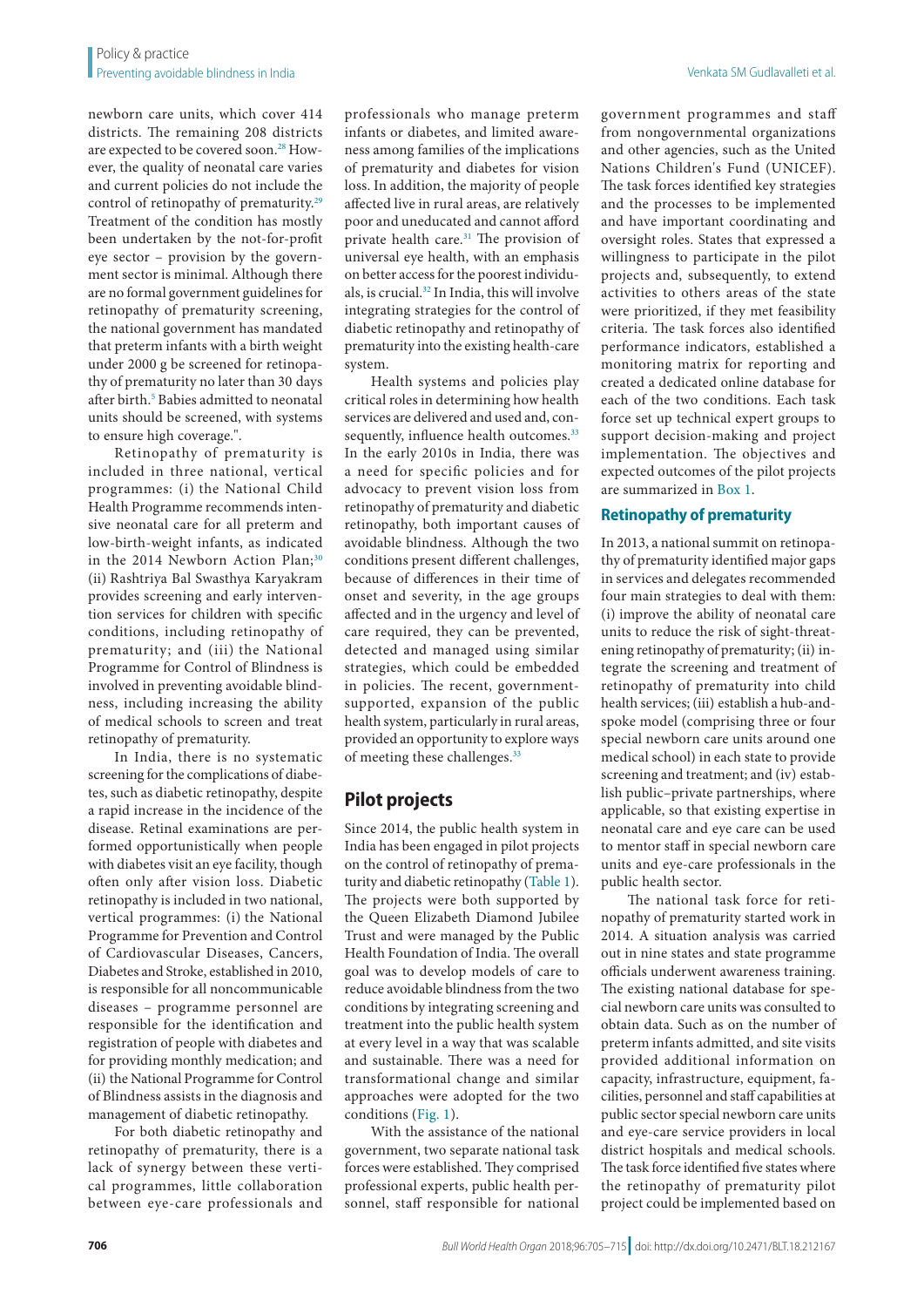newborn care units, which cover 414 districts. The remaining 208 districts are expected to be covered soon.[28] However, the quality of neonatal care varies and current policies do not include the control of retinopathy of prematurity.[29] Treatment of the condition has mostly been undertaken by the not-for-profit eye sector – provision by the government sector is minimal. Although there are no formal government guidelines for retinopathy of prematurity screening, the national government has mandated that preterm infants with a birth weight under 2000 g be screened for retinopathy of prematurity no later than 30 days after birth.[5] Babies admitted to neonatal units should be screened, with systems to ensure high coverage.".

Retinopathy of prematurity is included in three national, vertical programmes: (i) the National Child Health Programme recommends intensive neonatal care for all preterm and low-birth-weight infants, as indicated in the 2014 Newborn Action Plan;[30] (ii) Rashtriya Bal Swasthya Karyakram provides screening and early intervention services for children with specific conditions, including retinopathy of prematurity; and (iii) the National Programme for Control of Blindness is involved in preventing avoidable blindness, including increasing the ability of medical schools to screen and treat retinopathy of prematurity.

In India, there is no systematic screening for the complications of diabetes, such as diabetic retinopathy, despite a rapid increase in the incidence of the disease. Retinal examinations are performed opportunistically when people with diabetes visit an eye facility, though often only after vision loss. Diabetic retinopathy is included in two national, vertical programmes: (i) the National Programme for Prevention and Control of Cardiovascular Diseases, Cancers, Diabetes and Stroke, established in 2010, is responsible for all noncommunicable diseases – programme personnel are responsible for the identification and registration of people with diabetes and for providing monthly medication; and (ii) the National Programme for Control of Blindness assists in the diagnosis and management of diabetic retinopathy.

For both diabetic retinopathy and retinopathy of prematurity, there is a lack of synergy between these vertical programmes, little collaboration between eye-care professionals and professionals who manage preterm infants or diabetes, and limited awareness among families of the implications of prematurity and diabetes for vision loss. In addition, the majority of people affected live in rural areas, are relatively poor and uneducated and cannot afford private health care.[31] The provision of universal eye health, with an emphasis on better access for the poorest individuals, is crucial.[32] In India, this will involve integrating strategies for the control of diabetic retinopathy and retinopathy of prematurity into the existing health-care system.

Health systems and policies play critical roles in determining how health services are delivered and used and, consequently, influence health outcomes.[33] In the early 2010s in India, there was a need for specific policies and for advocacy to prevent vision loss from retinopathy of prematurity and diabetic retinopathy, both important causes of avoidable blindness. Although the two conditions present different challenges, because of differences in their time of onset and severity, in the age groups affected and in the urgency and level of care required, they can be prevented, detected and managed using similar strategies, which could be embedded in policies. The recent, government-supported, expansion of the public health system, particularly in rural areas, provided an opportunity to explore ways of meeting these challenges.[33]

## Pilot projects

Since 2014, the public health system in India has been engaged in pilot projects on the control of retinopathy of prematurity and diabetic retinopathy (Table 1). The projects were both supported by the Queen Elizabeth Diamond Jubilee Trust and were managed by the Public Health Foundation of India. The overall goal was to develop models of care to reduce avoidable blindness from the two conditions by integrating screening and treatment into the public health system at every level in a way that was scalable and sustainable. There was a need for transformational change and similar approaches were adopted for the two conditions (Fig. 1).

With the assistance of the national government, two separate national task forces were established. They comprised professional experts, public health personnel, staff responsible for national government programmes and staff from nongovernmental organizations and other agencies, such as the United Nations Children's Fund (UNICEF). The task forces identified key strategies and the processes to be implemented and have important coordinating and oversight roles. States that expressed a willingness to participate in the pilot projects and, subsequently, to extend activities to others areas of the state were prioritized, if they met feasibility criteria. The task forces also identified performance indicators, established a monitoring matrix for reporting and created a dedicated online database for each of the two conditions. Each task force set up technical expert groups to support decision-making and project implementation. The objectives and expected outcomes of the pilot projects are summarized in Box 1.

### Retinopathy of prematurity

In 2013, a national summit on retinopathy of prematurity identified major gaps in services and delegates recommended four main strategies to deal with them: (i) improve the ability of neonatal care units to reduce the risk of sight-threatening retinopathy of prematurity; (ii) integrate the screening and treatment of retinopathy of prematurity into child health services; (iii) establish a hub-and-spoke model (comprising three or four special newborn care units around one medical school) in each state to provide screening and treatment; and (iv) establish public–private partnerships, where applicable, so that existing expertise in neonatal care and eye care can be used to mentor staff in special newborn care units and eye-care professionals in the public health sector.

The national task force for retinopathy of prematurity started work in 2014. A situation analysis was carried out in nine states and state programme officials underwent awareness training. The existing national database for special newborn care units was consulted to obtain data. Such as on the number of preterm infants admitted, and site visits provided additional information on capacity, infrastructure, equipment, facilities, personnel and staff capabilities at public sector special newborn care units and eye-care service providers in local district hospitals and medical schools. The task force identified five states where the retinopathy of prematurity pilot project could be implemented based on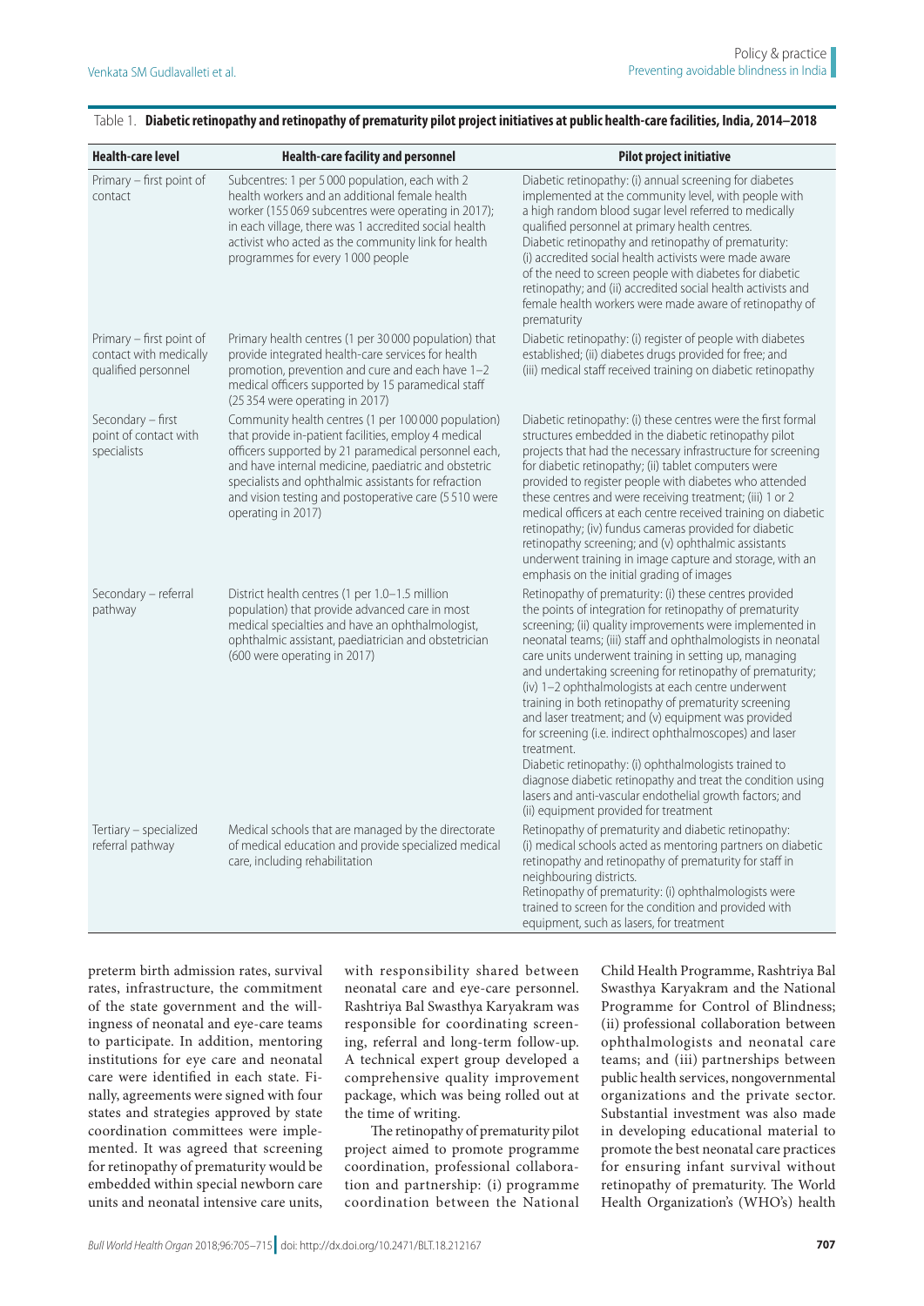Table 1. **Diabetic retinopathy and retinopathy of prematurity pilot project initiatives at public health-care facilities, India, 2014–2018**

| Health-care level | Health-care facility and personnel | Pilot project initiative |
|---|---|---|
| Primary – first point of contact | Subcentres: 1 per 5 000 population, each with 2 health workers and an additional female health worker (155 069 subcentres were operating in 2017); in each village, there was 1 accredited social health activist who acted as the community link for health programmes for every 1 000 people | Diabetic retinopathy: (i) annual screening for diabetes implemented at the community level, with people with a high random blood sugar level referred to medically qualified personnel at primary health centres. Diabetic retinopathy and retinopathy of prematurity: (i) accredited social health activists were made aware of the need to screen people with diabetes for diabetic retinopathy; and (ii) accredited social health activists and female health workers were made aware of retinopathy of prematurity |
| Primary – first point of contact with medically qualified personnel | Primary health centres (1 per 30 000 population) that provide integrated health-care services for health promotion, prevention and cure and each have 1–2 medical officers supported by 15 paramedical staff (25 354 were operating in 2017) | Diabetic retinopathy: (i) register of people with diabetes established; (ii) diabetes drugs provided for free; and (iii) medical staff received training on diabetic retinopathy |
| Secondary – first point of contact with specialists | Community health centres (1 per 100 000 population) that provide in-patient facilities, employ 4 medical officers supported by 21 paramedical personnel each, and have internal medicine, paediatric and obstetric specialists and ophthalmic assistants for refraction and vision testing and postoperative care (5 510 were operating in 2017) | Diabetic retinopathy: (i) these centres were the first formal structures embedded in the diabetic retinopathy pilot projects that had the necessary infrastructure for screening for diabetic retinopathy; (ii) tablet computers were provided to register people with diabetes who attended these centres and were receiving treatment; (iii) 1 or 2 medical officers at each centre received training on diabetic retinopathy; (iv) fundus cameras provided for diabetic retinopathy screening; and (v) ophthalmic assistants underwent training in image capture and storage, with an emphasis on the initial grading of images |
| Secondary – referral pathway | District health centres (1 per 1.0–1.5 million population) that provide advanced care in most medical specialties and have an ophthalmologist, ophthalmic assistant, paediatrician and obstetrician (600 were operating in 2017) | Retinopathy of prematurity: (i) these centres provided the points of integration for retinopathy of prematurity screening; (ii) quality improvements were implemented in neonatal teams; (iii) staff and ophthalmologists in neonatal care units underwent training in setting up, managing and undertaking screening for retinopathy of prematurity; (iv) 1–2 ophthalmologists at each centre underwent training in both retinopathy of prematurity screening and laser treatment; and (v) equipment was provided for screening (i.e. indirect ophthalmoscopes) and laser treatment. Diabetic retinopathy: (i) ophthalmologists trained to diagnose diabetic retinopathy and treat the condition using lasers and anti-vascular endothelial growth factors; and (ii) equipment provided for treatment |
| Tertiary – specialized referral pathway | Medical schools that are managed by the directorate of medical education and provide specialized medical care, including rehabilitation | Retinopathy of prematurity and diabetic retinopathy: (i) medical schools acted as mentoring partners on diabetic retinopathy and retinopathy of prematurity for staff in neighbouring districts. Retinopathy of prematurity: (i) ophthalmologists were trained to screen for the condition and provided with equipment, such as lasers, for treatment |

preterm birth admission rates, survival rates, infrastructure, the commitment of the state government and the willingness of neonatal and eye-care teams to participate. In addition, mentoring institutions for eye care and neonatal care were identified in each state. Finally, agreements were signed with four states and strategies approved by state coordination committees were implemented. It was agreed that screening for retinopathy of prematurity would be embedded within special newborn care units and neonatal intensive care units, with responsibility shared between neonatal care and eye-care personnel. Rashtriya Bal Swasthya Karyakram was responsible for coordinating screening, referral and long-term follow-up. A technical expert group developed a comprehensive quality improvement package, which was being rolled out at the time of writing.

The retinopathy of prematurity pilot project aimed to promote programme coordination, professional collaboration and partnership: (i) programme coordination between the National Child Health Programme, Rashtriya Bal Swasthya Karyakram and the National Programme for Control of Blindness; (ii) professional collaboration between ophthalmologists and neonatal care teams; and (iii) partnerships between public health services, nongovernmental organizations and the private sector. Substantial investment was also made in developing educational material to promote the best neonatal care practices for ensuring infant survival without retinopathy of prematurity. The World Health Organization's (WHO's) health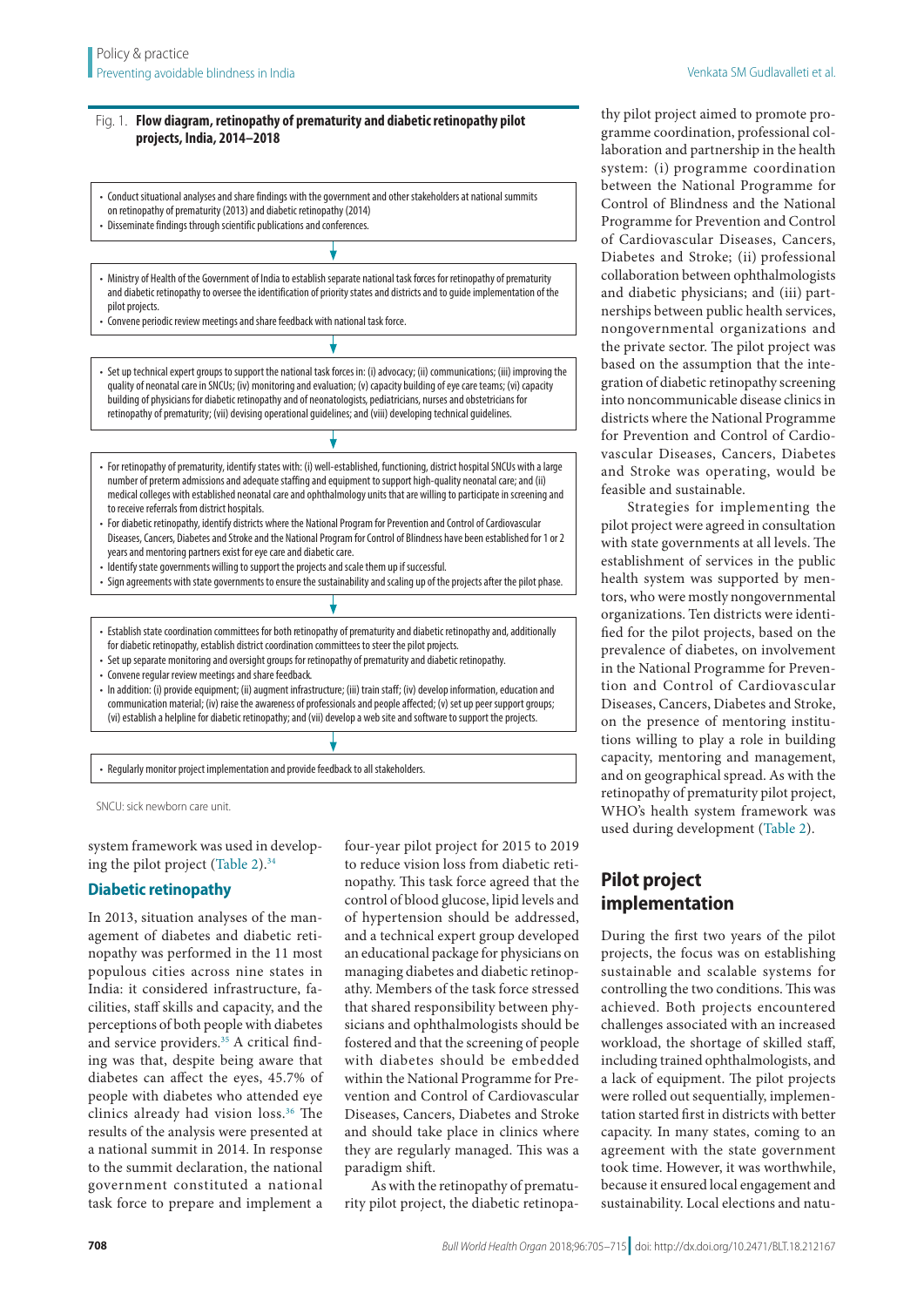Fig. 1. **Flow diagram, retinopathy of prematurity and diabetic retinopathy pilot projects, India, 2014–2018**

- Conduct situational analyses and share findings with the government and other stakeholders at national summits on retinopathy of prematurity (2013) and diabetic retinopathy (2014)
- Disseminate findings through scientific publications and conferences.

↓

- Ministry of Health of the Government of India to establish separate national task forces for retinopathy of prematurity and diabetic retinopathy to oversee the identification of priority states and districts and to guide implementation of the pilot projects.
- Convene periodic review meetings and share feedback with national task force.

↓

- Set up technical expert groups to support the national task forces in: (i) advocacy; (ii) communications; (iii) improving the quality of neonatal care in SNCUs; (iv) monitoring and evaluation; (v) capacity building of eye care teams; (vi) capacity building of physicians for diabetic retinopathy and of neonatologists, pediatricians, nurses and obstetricians for retinopathy of prematurity; (vii) devising operational guidelines; and (viii) developing technical guidelines.

↓

- For retinopathy of prematurity, identify states with: (i) well-established, functioning, district hospital SNCUs with a large number of preterm admissions and adequate staffing and equipment to support high-quality neonatal care; and (ii) medical colleges with established neonatal care and ophthalmology units that are willing to participate in screening and to receive referrals from district hospitals.
- For diabetic retinopathy, identify districts where the National Program for Prevention and Control of Cardiovascular Diseases, Cancers, Diabetes and Stroke and the National Program for Control of Blindness have been established for 1 or 2 years and mentoring partners exist for eye care and diabetic care.
- Identify state governments willing to support the projects and scale them up if successful.
- Sign agreements with state governments to ensure the sustainability and scaling up of the projects after the pilot phase.

↓

- Establish state coordination committees for both retinopathy of prematurity and diabetic retinopathy and, additionally for diabetic retinopathy, establish district coordination committees to steer the pilot projects.
- Set up separate monitoring and oversight groups for retinopathy of prematurity and diabetic retinopathy.
- Convene regular review meetings and share feedback.
- In addition: (i) provide equipment; (ii) augment infrastructure; (iii) train staff; (iv) develop information, education and communication material; (iv) raise the awareness of professionals and people affected; (v) set up peer support groups; (vi) establish a helpline for diabetic retinopathy; and (vii) develop a web site and software to support the projects.

↓

- Regularly monitor project implementation and provide feedback to all stakeholders.

SNCU: sick newborn care unit.

system framework was used in developing the pilot project (Table 2).[34]

### Diabetic retinopathy

In 2013, situation analyses of the management of diabetes and diabetic retinopathy was performed in the 11 most populous cities across nine states in India: it considered infrastructure, facilities, staff skills and capacity, and the perceptions of both people with diabetes and service providers.[35] A critical finding was that, despite being aware that diabetes can affect the eyes, 45.7% of people with diabetes who attended eye clinics already had vision loss.[36] The results of the analysis were presented at a national summit in 2014. In response to the summit declaration, the national government constituted a national task force to prepare and implement a four-year pilot project for 2015 to 2019 to reduce vision loss from diabetic retinopathy. This task force agreed that the control of blood glucose, lipid levels and of hypertension should be addressed, and a technical expert group developed an educational package for physicians on managing diabetes and diabetic retinopathy. Members of the task force stressed that shared responsibility between physicians and ophthalmologists should be fostered and that the screening of people with diabetes should be embedded within the National Programme for Prevention and Control of Cardiovascular Diseases, Cancers, Diabetes and Stroke and should take place in clinics where they are regularly managed. This was a paradigm shift.

As with the retinopathy of prematurity pilot project, the diabetic retinopathy pilot project aimed to promote programme coordination, professional collaboration and partnership in the health system: (i) programme coordination between the National Programme for Control of Blindness and the National Programme for Prevention and Control of Cardiovascular Diseases, Cancers, Diabetes and Stroke; (ii) professional collaboration between ophthalmologists and diabetic physicians; and (iii) partnerships between public health services, nongovernmental organizations and the private sector. The pilot project was based on the assumption that the integration of diabetic retinopathy screening into noncommunicable disease clinics in districts where the National Programme for Prevention and Control of Cardiovascular Diseases, Cancers, Diabetes and Stroke was operating, would be feasible and sustainable.

Strategies for implementing the pilot project were agreed in consultation with state governments at all levels. The establishment of services in the public health system was supported by mentors, who were mostly nongovernmental organizations. Ten districts were identified for the pilot projects, based on the prevalence of diabetes, on involvement in the National Programme for Prevention and Control of Cardiovascular Diseases, Cancers, Diabetes and Stroke, on the presence of mentoring institutions willing to play a role in building capacity, mentoring and management, and on geographical spread. As with the retinopathy of prematurity pilot project, WHO's health system framework was used during development (Table 2).

## Pilot project implementation

During the first two years of the pilot projects, the focus was on establishing sustainable and scalable systems for controlling the two conditions. This was achieved. Both projects encountered challenges associated with an increased workload, the shortage of skilled staff, including trained ophthalmologists, and a lack of equipment. The pilot projects were rolled out sequentially, implementation started first in districts with better capacity. In many states, coming to an agreement with the state government took time. However, it was worthwhile, because it ensured local engagement and sustainability. Local elections and natu-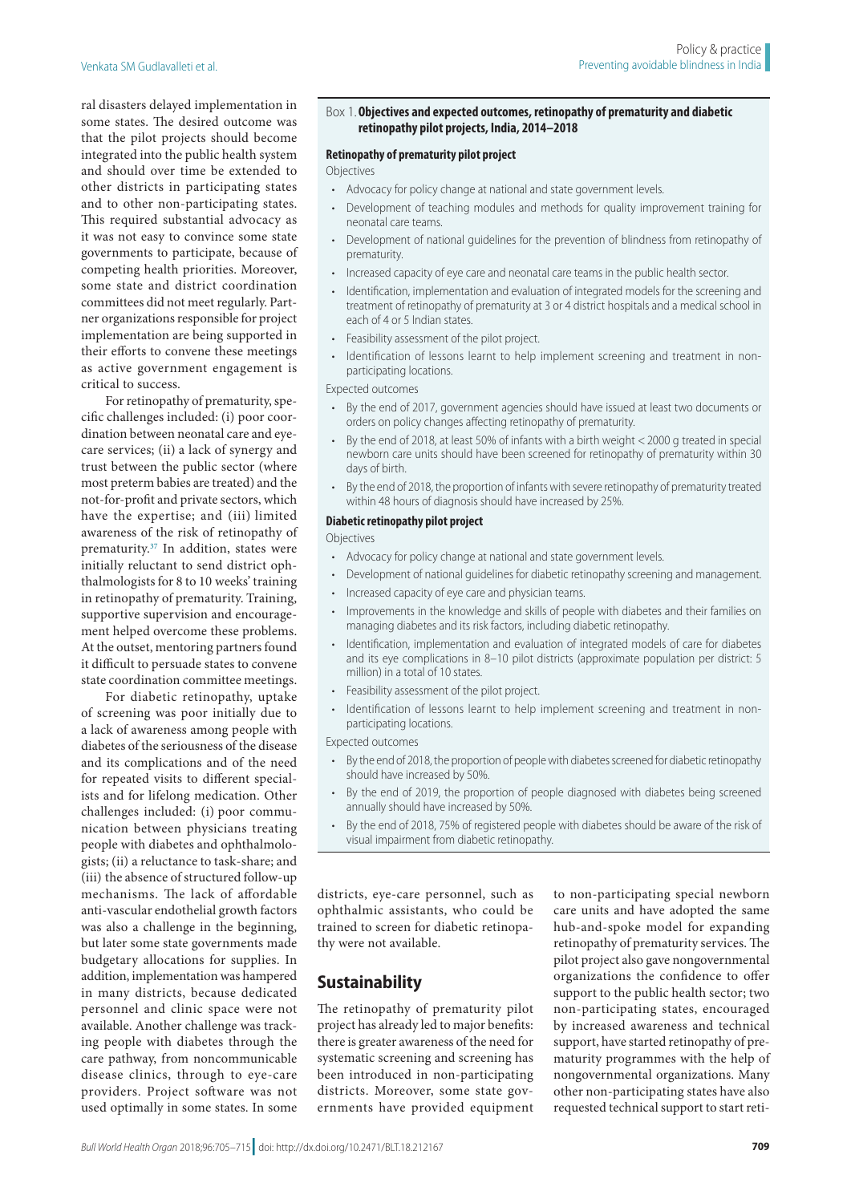ral disasters delayed implementation in some states. The desired outcome was that the pilot projects should become integrated into the public health system and should over time be extended to other districts in participating states and to other non-participating states. This required substantial advocacy as it was not easy to convince some state governments to participate, because of competing health priorities. Moreover, some state and district coordination committees did not meet regularly. Partner organizations responsible for project implementation are being supported in their efforts to convene these meetings as active government engagement is critical to success.

For retinopathy of prematurity, specific challenges included: (i) poor coordination between neonatal care and eyecare services; (ii) a lack of synergy and trust between the public sector (where most preterm babies are treated) and the not-for-profit and private sectors, which have the expertise; and (iii) limited awareness of the risk of retinopathy of prematurity.[37] In addition, states were initially reluctant to send district ophthalmologists for 8 to 10 weeks' training in retinopathy of prematurity. Training, supportive supervision and encouragement helped overcome these problems. At the outset, mentoring partners found it difficult to persuade states to convene state coordination committee meetings.

For diabetic retinopathy, uptake of screening was poor initially due to a lack of awareness among people with diabetes of the seriousness of the disease and its complications and of the need for repeated visits to different specialists and for lifelong medication. Other challenges included: (i) poor communication between physicians treating people with diabetes and ophthalmologists; (ii) a reluctance to task-share; and (iii) the absence of structured follow-up mechanisms. The lack of affordable anti-vascular endothelial growth factors was also a challenge in the beginning, but later some state governments made budgetary allocations for supplies. In addition, implementation was hampered in many districts, because dedicated personnel and clinic space were not available. Another challenge was tracking people with diabetes through the care pathway, from noncommunicable disease clinics, through to eye-care providers. Project software was not used optimally in some states. In some districts, eye-care personnel, such as ophthalmic assistants, who could be trained to screen for diabetic retinopathy were not available.

> Box 1. **Objectives and expected outcomes, retinopathy of prematurity and diabetic retinopathy pilot projects, India, 2014–2018**
>
> **Retinopathy of prematurity pilot project**
>
> Objectives
>
> - Advocacy for policy change at national and state government levels.
> - Development of teaching modules and methods for quality improvement training for neonatal care teams.
> - Development of national guidelines for the prevention of blindness from retinopathy of prematurity.
> - Increased capacity of eye care and neonatal care teams in the public health sector.
> - Identification, implementation and evaluation of integrated models for the screening and treatment of retinopathy of prematurity at 3 or 4 district hospitals and a medical school in each of 4 or 5 Indian states.
> - Feasibility assessment of the pilot project.
> - Identification of lessons learnt to help implement screening and treatment in non-participating locations.
>
> Expected outcomes
>
> - By the end of 2017, government agencies should have issued at least two documents or orders on policy changes affecting retinopathy of prematurity.
> - By the end of 2018, at least 50% of infants with a birth weight < 2000 g treated in special newborn care units should have been screened for retinopathy of prematurity within 30 days of birth.
> - By the end of 2018, the proportion of infants with severe retinopathy of prematurity treated within 48 hours of diagnosis should have increased by 25%.
>
> **Diabetic retinopathy pilot project**
>
> Objectives
>
> - Advocacy for policy change at national and state government levels.
> - Development of national guidelines for diabetic retinopathy screening and management.
> - Increased capacity of eye care and physician teams.
> - Improvements in the knowledge and skills of people with diabetes and their families on managing diabetes and its risk factors, including diabetic retinopathy.
> - Identification, implementation and evaluation of integrated models of care for diabetes and its eye complications in 8–10 pilot districts (approximate population per district: 5 million) in a total of 10 states.
> - Feasibility assessment of the pilot project.
> - Identification of lessons learnt to help implement screening and treatment in non-participating locations.
>
> Expected outcomes
>
> - By the end of 2018, the proportion of people with diabetes screened for diabetic retinopathy should have increased by 50%.
> - By the end of 2019, the proportion of people diagnosed with diabetes being screened annually should have increased by 50%.
> - By the end of 2018, 75% of registered people with diabetes should be aware of the risk of visual impairment from diabetic retinopathy.

## Sustainability

The retinopathy of prematurity pilot project has already led to major benefits: there is greater awareness of the need for systematic screening and screening has been introduced in non-participating districts. Moreover, some state governments have provided equipment to non-participating special newborn care units and have adopted the same hub-and-spoke model for expanding retinopathy of prematurity services. The pilot project also gave nongovernmental organizations the confidence to offer support to the public health sector; two non-participating states, encouraged by increased awareness and technical support, have started retinopathy of prematurity programmes with the help of nongovernmental organizations. Many other non-participating states have also requested technical support to start reti-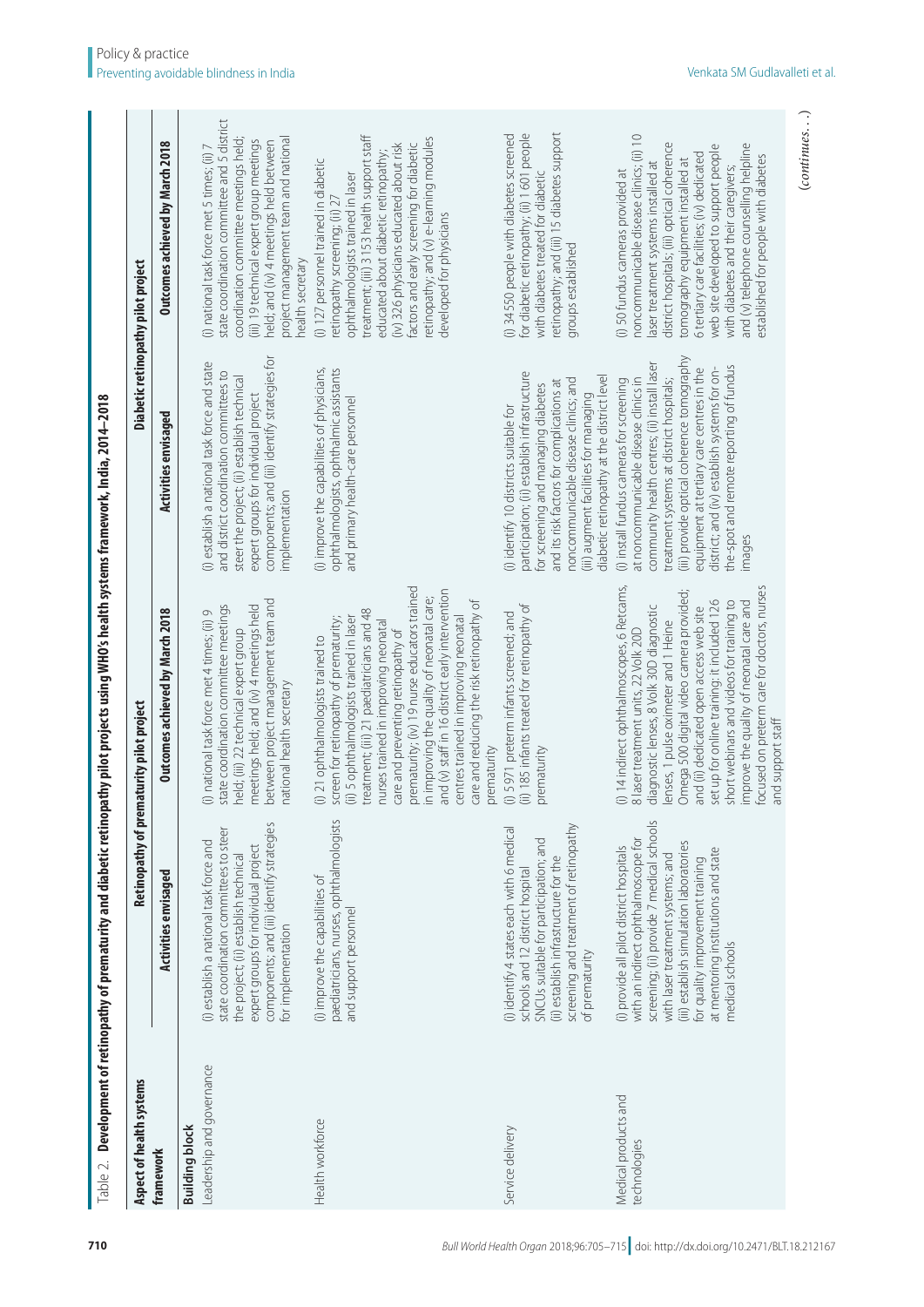Table 2. **Development of retinopathy of prematurity and diabetic retinopathy pilot projects using WHO's health systems framework, India, 2014–2018**

| Aspect of health systems framework | Retinopathy of prematurity pilot project | | Diabetic retinopathy pilot project | |
|---|---|---|---|---|
| | Activities envisaged | Outcomes achieved by March 2018 | Activities envisaged | Outcomes achieved by March 2018 |
| **Building block** | | | | |
| Leadership and governance | (i) establish a national task force and state coordination committees to steer the project; (ii) establish technical expert groups for individual project components; and (iii) identify strategies for implementation | (i) national task force met 4 times; (ii) 9 state coordination committee meetings held; (iii) 22 technical expert group meetings held; and (iv) 4 meetings held between project management team and national health secretary | (i) establish a national task force and state and district coordination committees to steer the project; (ii) establish technical expert groups for individual project components; and (iii) identify strategies for implementation | (i) national task force met 5 times; (ii) 7 state coordination committee and 5 district coordination committee meetings held; (iii) 19 technical expert group meetings held; and (iv) 4 meetings held between project management team and national health secretary |
| Health workforce | (i) improve the capabilities of paediatricians, nurses, ophthalmologists and support personnel | (i) 21 ophthalmologists trained to screen for retinopathy of prematurity; (ii) 5 ophthalmologists trained in laser treatment; (iii) 21 paediatricians and 48 nurses trained in improving neonatal care and preventing retinopathy of prematurity; (iv) 19 nurse educators trained in improving the quality of neonatal care; and (v) staff in 16 district early intervention centres trained in improving neonatal care and reducing the risk retinopathy of prematurity | (i) improve the capabilities of physicians, ophthalmologists, ophthalmic assistants and primary health-care personnel | (i) 127 personnel trained in diabetic retinopathy screening; (ii) 27 ophthalmologists trained in laser treatment; (iii) 3 153 health support staff educated about diabetic retinopathy; (iv) 326 physicians educated about risk factors and early screening for diabetic retinopathy; and (v) e-learning modules developed for physicians |
| Service delivery | (i) identify 4 states each with 6 medical schools and 12 district hospital SNCUs suitable for participation; and (ii) establish infrastructure for the screening and treatment of retinopathy of prematurity | (i) 5 971 preterm infants screened; and (ii) 185 infants treated for retinopathy of prematurity | (i) identify 10 districts suitable for participation; (ii) establish infrastructure for screening and managing diabetes and its risk factors for complications at noncommunicable disease clinics; and (iii) augment facilities for managing diabetic retinopathy at the district level | (i) 34 550 people with diabetes screened for diabetic retinopathy; (ii) 1 601 people with diabetes treated for diabetic retinopathy; and (iii) 15 diabetes support groups established |
| Medical products and technologies | (i) provide all pilot district hospitals with an indirect ophthalmoscope for screening; (ii) provide 7 medical schools with laser treatment systems; and (iii) establish simulation laboratories for quality improvement training at mentoring institutions and state medical schools | (i) 14 indirect ophthalmoscopes, 6 Retcams, 8 laser treatment units, 22 Volk 20D diagnostic lenses, 8 Volk 30D diagnostic lenses, 1 pulse oximeter and 1 Heine Omega 500 digital video camera provided; and (ii) dedicated open access web site set up for online training: it included 126 short webinars and videos for training to improve the quality of neonatal care and focused on preterm care for doctors, nurses and support staff | (i) install fundus cameras for screening at noncommunicable disease clinics in community health centres; (ii) install laser treatment systems at district hospitals; (iii) provide optical coherence tomography equipment at tertiary care centres in the district; and (iv) establish systems for on-the-spot and remote reporting of fundus images | (i) 50 fundus cameras provided at noncommunicable disease clinics; (ii) 10 laser treatment systems installed at district hospitals; (iii) optical coherence tomography equipment installed at 6 tertiary care facilities; (iv) dedicated web site developed to support people with diabetes and their caregivers; and (v) telephone counselling helpline established for people with diabetes |

(*continues. . .*)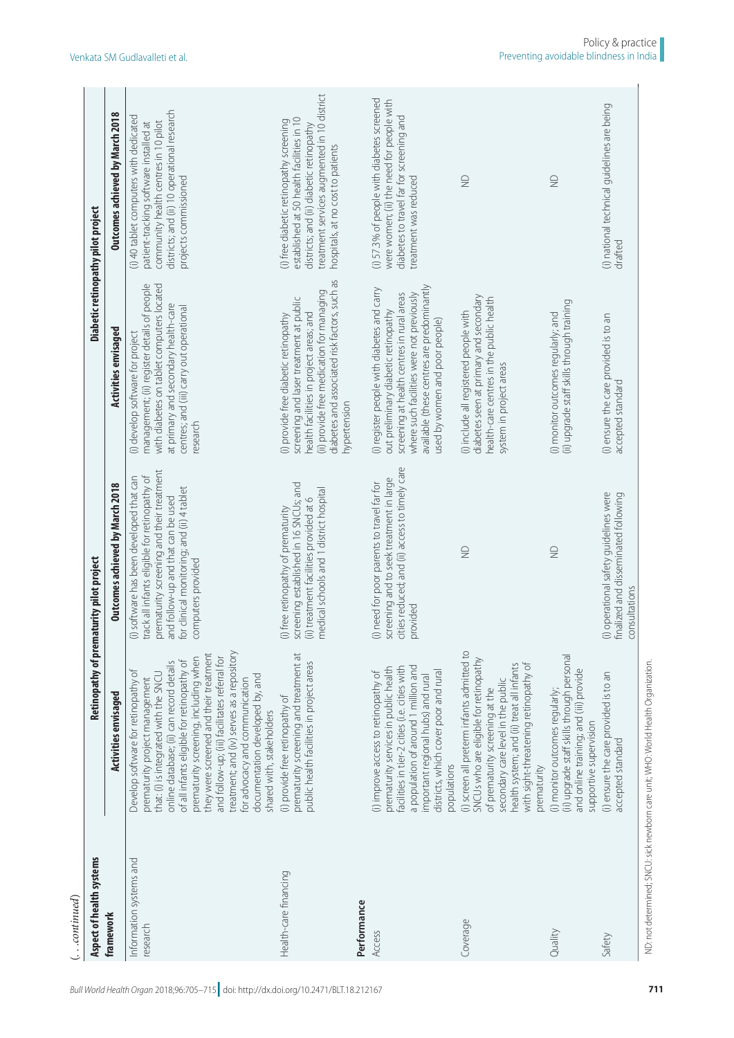(...continued)

| Aspect of health systems framework | Retinopathy of prematurity pilot project | | Diabetic retinopathy pilot project | |
|---|---|---|---|---|
| | Activities envisaged | Outcomes achieved by March 2018 | Activities envisaged | Outcomes achieved by March 2018 |
| Information systems and research | Develop software for retinopathy of prematurity project management that: (i) is integrated with the SNCU online database; (ii) can record details of all infants eligible for retinopathy of prematurity screening, including when they were screened and their treatment and follow-up; (iii) facilitates referral for treatment; and (iv) serves as a repository for advocacy and communication documentation developed by, and shared with, stakeholders | (i) software has been developed that can track all infants eligible for retinopathy of prematurity screening and their treatment and follow-up and that can be used for clinical monitoring; and (ii) 4 tablet computers provided | (i) develop software for project management; (ii) register details of people with diabetes on tablet computers located at primary and secondary health-care centres; and (iii) carry out operational research | (i) 40 tablet computers with dedicated patient-tracking software installed at community health centres in 10 pilot districts; and (ii) 10 operational research projects commissioned |
| Health-care financing | (i) provide free retinopathy of prematurity screening and treatment at public health facilities in project areas | (i) free retinopathy of prematurity screening established in 16 SNCUs; and (ii) treatment facilities provided at 6 medical schools and 1 district hospital | (i) provide free diabetic retinopathy screening and laser treatment at public health facilities in project areas; and (ii) provide free medication for managing diabetes and associated risk factors, such as hypertension | (i) free diabetic retinopathy screening established at 50 health facilities in 10 districts; and (ii) diabetic retinopathy treatment services augmented in 10 district hospitals, at no cost to patients |
| **Performance** | | | | |
| Access | (i) improve access to retinopathy of prematurity services in public health facilities in tier-2 cities (i.e. cities with a population of around 1 million and important regional hubs) and rural districts, which cover poor and rural populations | (i) need for poor parents to travel far for screening and to seek treatment in large cities reduced; and (ii) access to timely care provided | (i) register people with diabetes and carry out preliminary diabetic retinopathy screening at health centres in rural areas where such facilities were not previously available (these centres are predominantly used by women and poor people) | (i) 57.3% of people with diabetes screened were women; (ii) the need for people with diabetes to travel far for screening and treatment was reduced |
| Coverage | (i) screen all preterm infants admitted to SNCUs who are eligible for retinopathy of prematurity screening at the secondary care level in the public health system; and (ii) treat all infants with sight-threatening retinopathy of prematurity | ND | (i) include all registered people with diabetes seen at primary and secondary health-care centres in the public health system in project areas | ND |
| Quality | (i) monitor outcomes regularly; (ii) upgrade staff skills through personal and online training; and (iii) provide supportive supervision | ND | (i) monitor outcomes regularly; and (ii) upgrade staff skills through training | ND |
| Safety | (i) ensure the care provided is to an accepted standard | (i) operational safety guidelines were finalized and disseminated following consultations | (i) ensure the care provided is to an accepted standard | (i) national technical guidelines are being drafted |

ND: not determined; SNCU: sick newborn care unit; WHO: World Health Organization.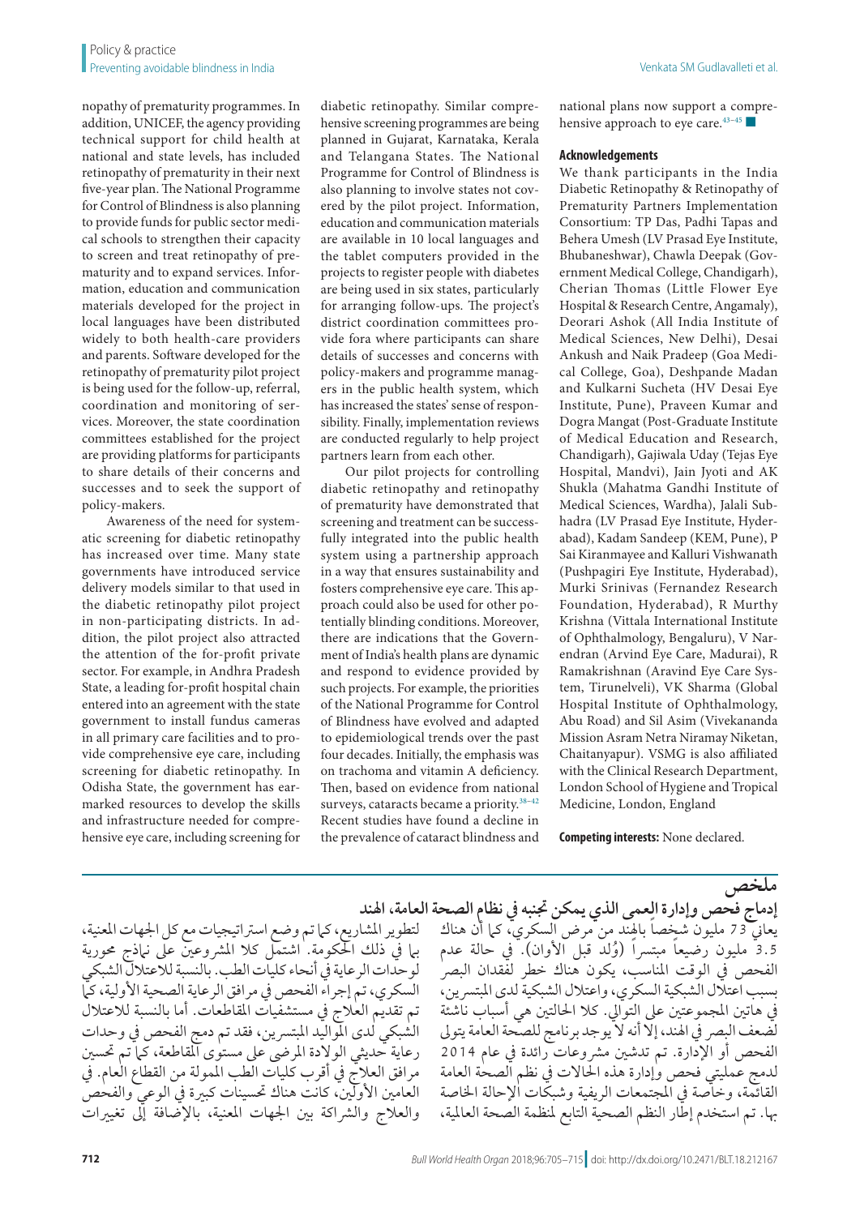nopathy of prematurity programmes. In addition, UNICEF, the agency providing technical support for child health at national and state levels, has included retinopathy of prematurity in their next five-year plan. The National Programme for Control of Blindness is also planning to provide funds for public sector medical schools to strengthen their capacity to screen and treat retinopathy of prematurity and to expand services. Information, education and communication materials developed for the project in local languages have been distributed widely to both health-care providers and parents. Software developed for the retinopathy of prematurity pilot project is being used for the follow-up, referral, coordination and monitoring of services. Moreover, the state coordination committees established for the project are providing platforms for participants to share details of their concerns and successes and to seek the support of policy-makers.

Awareness of the need for systematic screening for diabetic retinopathy has increased over time. Many state governments have introduced service delivery models similar to that used in the diabetic retinopathy pilot project in non-participating districts. In addition, the pilot project also attracted the attention of the for-profit private sector. For example, in Andhra Pradesh State, a leading for-profit hospital chain entered into an agreement with the state government to install fundus cameras in all primary care facilities and to provide comprehensive eye care, including screening for diabetic retinopathy. In Odisha State, the government has earmarked resources to develop the skills and infrastructure needed for comprehensive eye care, including screening for diabetic retinopathy. Similar comprehensive screening programmes are being planned in Gujarat, Karnataka, Kerala and Telangana States. The National Programme for Control of Blindness is also planning to involve states not covered by the pilot project. Information, education and communication materials are available in 10 local languages and the tablet computers provided in the projects to register people with diabetes are being used in six states, particularly for arranging follow-ups. The project's district coordination committees provide fora where participants can share details of successes and concerns with policy-makers and programme managers in the public health system, which has increased the states' sense of responsibility. Finally, implementation reviews are conducted regularly to help project partners learn from each other.

Our pilot projects for controlling diabetic retinopathy and retinopathy of prematurity have demonstrated that screening and treatment can be successfully integrated into the public health system using a partnership approach in a way that ensures sustainability and fosters comprehensive eye care. This approach could also be used for other potentially blinding conditions. Moreover, there are indications that the Government of India's health plans are dynamic and respond to evidence provided by such projects. For example, the priorities of the National Programme for Control of Blindness have evolved and adapted to epidemiological trends over the past four decades. Initially, the emphasis was on trachoma and vitamin A deficiency. Then, based on evidence from national surveys, cataracts became a priority.[38–42] Recent studies have found a decline in the prevalence of cataract blindness and national plans now support a comprehensive approach to eye care.[43–45] ■

#### Acknowledgements

We thank participants in the India Diabetic Retinopathy & Retinopathy of Prematurity Partners Implementation Consortium: TP Das, Padhi Tapas and Behera Umesh (LV Prasad Eye Institute, Bhubaneshwar), Chawla Deepak (Government Medical College, Chandigarh), Cherian Thomas (Little Flower Eye Hospital & Research Centre, Angamaly), Deorari Ashok (All India Institute of Medical Sciences, New Delhi), Desai Ankush and Naik Pradeep (Goa Medical College, Goa), Deshpande Madan and Kulkarni Sucheta (HV Desai Eye Institute, Pune), Praveen Kumar and Dogra Mangat (Post-Graduate Institute of Medical Education and Research, Chandigarh), Gajiwala Uday (Tejas Eye Hospital, Mandvi), Jain Jyoti and AK Shukla (Mahatma Gandhi Institute of Medical Sciences, Wardha), Jalali Subhadra (LV Prasad Eye Institute, Hyderabad), Kadam Sandeep (KEM, Pune), P Sai Kiranmayee and Kalluri Vishwanath (Pushpagiri Eye Institute, Hyderabad), Murki Srinivas (Fernandez Research Foundation, Hyderabad), R Murthy Krishna (Vittala International Institute of Ophthalmology, Bengaluru), V Narendran (Arvind Eye Care, Madurai), R Ramakrishnan (Aravind Eye Care System, Tirunelveli), VK Sharma (Global Hospital Institute of Ophthalmology, Abu Road) and Sil Asim (Vivekananda Mission Asram Netra Niramay Niketan, Chaitanyapur). VSMG is also affiliated with the Clinical Research Department, London School of Hygiene and Tropical Medicine, London, England

**Competing interests:** None declared.

## ملخص

### إدماج فحص وإدارة العمى الذي يمكن تجنبه في نظام الصحة العامة، الهند

يعاني 73 مليون شخصاً بالهند من مرض السكري، كما أن هناك 3.5 مليون رضيعاً مبتسراً (وُلد قبل الأوان). في حالة عدم الفحص في الوقت المناسب، يكون هناك خطر لفقدان البصر بسبب اعتلال الشبكية السكري، واعتلال الشبكية لدى المبتسرين، في هاتين المجموعتين على التوالي. كلا الحالتين هي أسباب ناشئة لضعف البصر في الهند، إلا أنه لا يوجد برنامج للصحة العامة يتولى الفحص أو الإدارة. تم تدشين مشروعات رائدة في عام 2014 لدمج عمليتي فحص وإدارة هذه الحالات في نظم الصحة العامة القائمة، وخاصة في المجتمعات الريفية وشبكات الإحالة الخاصة بها. تم استخدام إطار النظم الصحية التابع لمنظمة الصحة العالمية، لتطوير المشاريع، كما تم وضع استراتيجيات مع كل الجهات المعنية، بما في ذلك الحكومة. اشتمل كلا المشروعين على نماذج محورية لوحدات الرعاية في أنحاء كليات الطب. بالنسبة للاعتلال الشبكي السكري، تم إجراء الفحص في مرافق الرعاية الصحية الأولية، كما تم تقديم العلاج في مستشفيات المقاطعات. أما بالنسبة للاعتلال الشبكي لدى المواليد المبتسرين، فقد تم دمج الفحص في وحدات رعاية حديثي الولادة المرضى على مستوى المقاطعة، كما تم تحسين مرافق العلاج في أقرب كليات الطب المحولة من القطاع العام. في العامين الأولين، كانت هناك تحسينات كبيرة في الوعي والفحص والعلاج والشراكة بين الجهات المعنية، بالإضافة إلى تغييرات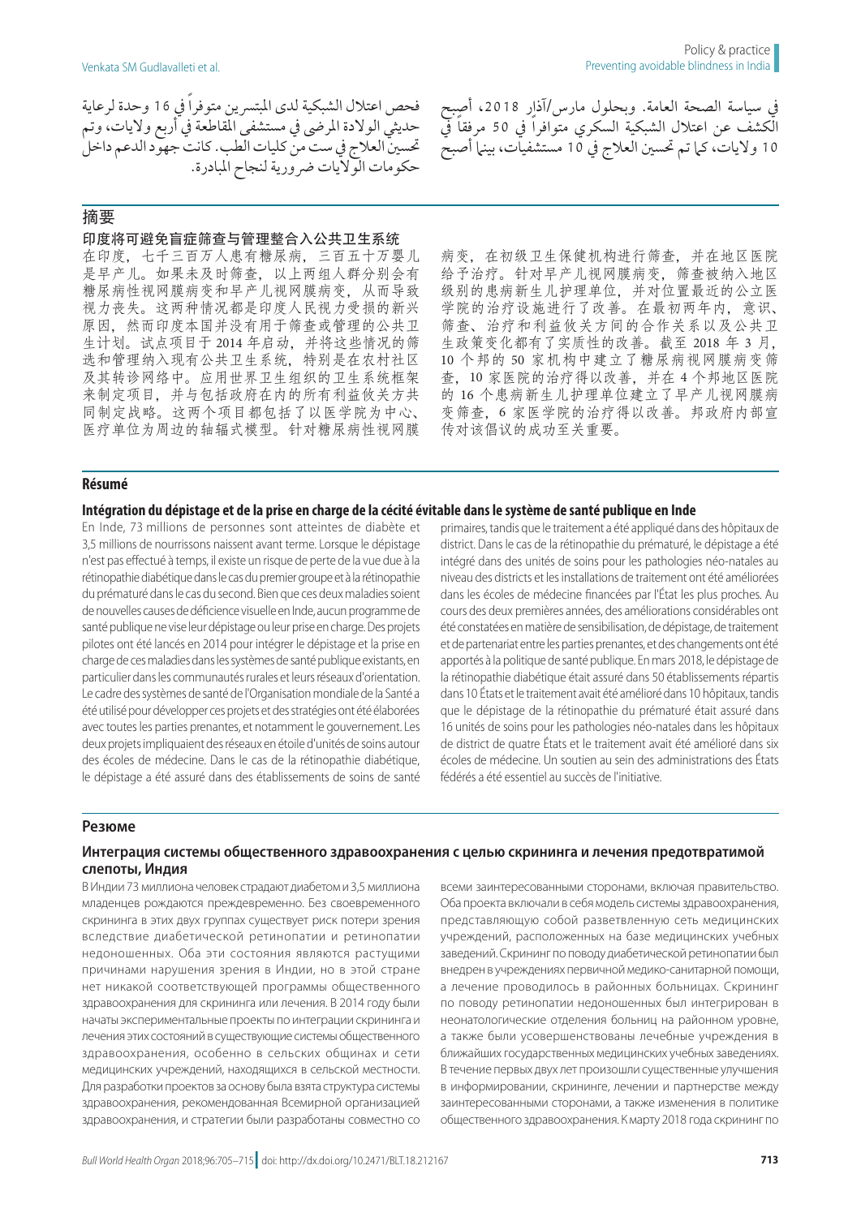في سياسة الصحة العامة. وبحلول مارس/آذار 2018، أصبح الكشف عن اعتلال الشبكية السكري متوافراً في 50 مرفقاً في 10 ولايات، كما تم تحسين العلاج في 10 مستشفيات، بينما أصبح فحص اعتلال الشبكية لدى المبتسرين متوفراً في 16 وحدة لرعاية حديثي الولادة المرضى في مستشفى المقاطعة في أربع ولايات، وتم تحسين العلاج في ست من كليات الطب. كانت جهود الدعم داخل حكومات الولايات ضرورية لنجاح المبادرة.

## 摘要

### 印度将可避免盲症筛查与管理整合入公共卫生系统

在印度，七千三百万人患有糖尿病，三百五十万婴儿是早产儿。如果未及时筛查，以上两组人群分别会有糖尿病性视网膜病变和早产儿视网膜病变，从而导致视力丧失。这两种情况都是印度人民视力受损的新兴原因，然而印度本国并没有用于筛查或管理的公共卫生计划。试点项目于 2014 年启动，并将这些情况的筛选和管理纳入现有公共卫生系统，特别是在农村社区及其转诊网络中。应用世界卫生组织的卫生系统框架来制定项目，并与包括政府在内的所有利益攸关方共同制定战略。这两个项目都包括了以医学院为中心、医疗单位为周边的轴辐式模型。针对糖尿病性视网膜病变，在初级卫生保健机构进行筛查，并在地区医院给予治疗。针对早产儿视网膜病变，筛查被纳入地区级别的患病新生儿护理单位，并对位置最近的公立医学院的治疗设施进行了改善。在最初两年内，意识、筛查、治疗和利益攸关方间的合作关系以及公共卫生政策变化都有了实质性的改善。截至 2018 年 3 月，10 个邦的 50 家机构中建立了糖尿病视网膜病变筛查，10 家医院的治疗得以改善，并在 4 个邦地区医院的 16 个患病新生儿护理单位建立了早产儿视网膜病变筛查，6 家医学院的治疗得以改善。邦政府内部宣传对该倡议的成功至关重要。

## Résumé

### Intégration du dépistage et de la prise en charge de la cécité évitable dans le système de santé publique en Inde

En Inde, 73 millions de personnes sont atteintes de diabète et 3,5 millions de nourrissons naissent avant terme. Lorsque le dépistage n'est pas effectué à temps, il existe un risque de perte de la vue due à la rétinopathie diabétique dans le cas du premier groupe et à la rétinopathie du prématuré dans le cas du second. Bien que ces deux maladies soient de nouvelles causes de déficience visuelle en Inde, aucun programme de santé publique ne vise leur dépistage ou leur prise en charge. Des projets pilotes ont été lancés en 2014 pour intégrer le dépistage et la prise en charge de ces maladies dans les systèmes de santé publique existants, en particulier dans les communautés rurales et leurs réseaux d'orientation. Le cadre des systèmes de santé de l'Organisation mondiale de la Santé a été utilisé pour développer ces projets et des stratégies ont été élaborées avec toutes les parties prenantes, et notamment le gouvernement. Les deux projets impliquaient des réseaux en étoile d'unités de soins autour des écoles de médecine. Dans le cas de la rétinopathie diabétique, le dépistage a été assuré dans des établissements de soins de santé primaires, tandis que le traitement a été appliqué dans des hôpitaux de district. Dans le cas de la rétinopathie du prématuré, le dépistage a été intégré dans des unités de soins pour les pathologies néo-natales au niveau des districts et les installations de traitement ont été améliorées dans les écoles de médecine financées par l'État les plus proches. Au cours des deux premières années, des améliorations considérables ont été constatées en matière de sensibilisation, de dépistage, de traitement et de partenariat entre les parties prenantes, et des changements ont été apportés à la politique de santé publique. En mars 2018, le dépistage de la rétinopathie diabétique était assuré dans 50 établissements répartis dans 10 États et le traitement avait été amélioré dans 10 hôpitaux, tandis que le dépistage de la rétinopathie du prématuré était assuré dans 16 unités de soins pour les pathologies néo-natales dans les hôpitaux de district de quatre États et le traitement avait été amélioré dans six écoles de médecine. Un soutien au sein des administrations des États fédérés a été essentiel au succès de l'initiative.

## Резюме

### Интеграция системы общественного здравоохранения с целью скрининга и лечения предотвратимой слепоты, Индия

В Индии 73 миллиона человек страдают диабетом и 3,5 миллиона младенцев рождаются преждевременно. Без своевременного скрининга в этих двух группах существует риск потери зрения вследствие диабетической ретинопатии и ретинопатии недоношенных. Оба эти состояния являются растущими причинами нарушения зрения в Индии, но в этой стране нет никакой соответствующей программы общественного здравоохранения для скрининга или лечения. В 2014 году были начаты экспериментальные проекты по интеграции скрининга и лечения этих состояний в существующие системы общественного здравоохранения, особенно в сельских общинах и сети медицинских учреждений, находящихся в сельской местности. Для разработки проектов за основу была взята структура системы здравоохранения, рекомендованная Всемирной организацией здравоохранения, и стратегии были разработаны совместно со всеми заинтересованными сторонами, включая правительство. Оба проекта включали в себя модель системы здравоохранения, представляющую собой разветвленную сеть медицинских учреждений, расположенных на базе медицинских учебных заведений. Скрининг по поводу диабетической ретинопатии был внедрен в учреждениях первичной медико-санитарной помощи, а лечение проводилось в районных больницах. Скрининг по поводу ретинопатии недоношенных был интегрирован в неонатологические отделения больниц на районном уровне, а также были усовершенствованы лечебные учреждения в ближайших государственных медицинских учебных заведениях. В течение первых двух лет произошли существенные улучшения в информировании, скрининге, лечении и партнерстве между заинтересованными сторонами, а также изменения в политике общественного здравоохранения. К марту 2018 года скрининг по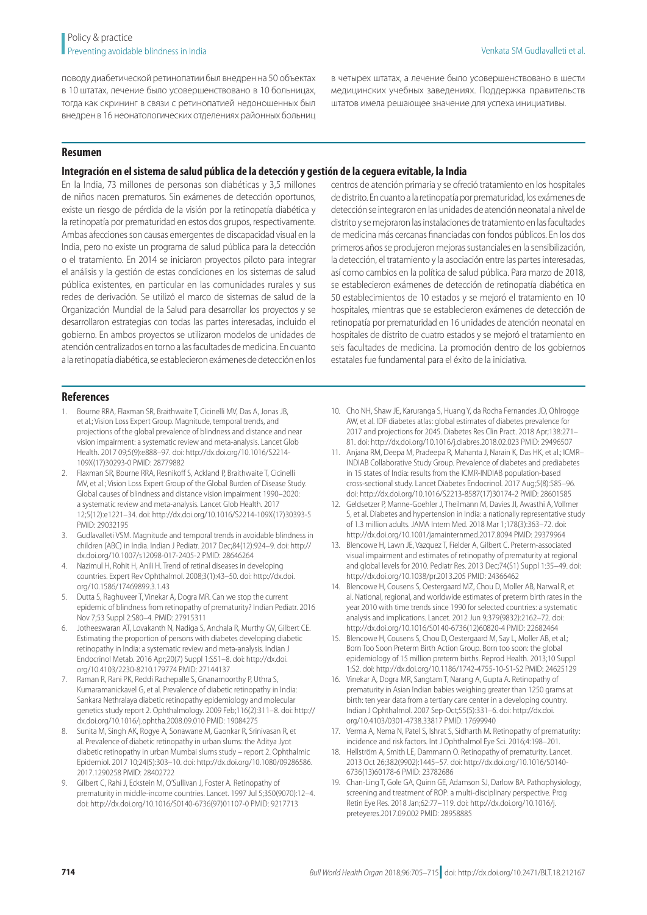поводу диабетической ретинопатии был внедрен на 50 объектах в 10 штатах, лечение было усовершенствовано в 10 больницах, тогда как скрининг в связи с ретинопатией недоношенных был внедрен в 16 неонатологических отделениях районных больниц в четырех штатах, а лечение было усовершенствовано в шести медицинских учебных заведениях. Поддержка правительств штатов имела решающее значение для успеха инициативы.

## Resumen

### Integración en el sistema de salud pública de la detección y gestión de la ceguera evitable, la India

En la India, 73 millones de personas son diabéticas y 3,5 millones de niños nacen prematuros. Sin exámenes de detección oportunos, existe un riesgo de pérdida de la visión por la retinopatía diabética y la retinopatía por prematuridad en estos dos grupos, respectivamente. Ambas afecciones son causas emergentes de discapacidad visual en la India, pero no existe un programa de salud pública para la detección o el tratamiento. En 2014 se iniciaron proyectos piloto para integrar el análisis y la gestión de estas condiciones en los sistemas de salud pública existentes, en particular en las comunidades rurales y sus redes de derivación. Se utilizó el marco de sistemas de salud de la Organización Mundial de la Salud para desarrollar los proyectos y se desarrollaron estrategias con todas las partes interesadas, incluido el gobierno. En ambos proyectos se utilizaron modelos de unidades de atención centralizados en torno a las facultades de medicina. En cuanto a la retinopatía diabética, se establecieron exámenes de detección en los centros de atención primaria y se ofreció tratamiento en los hospitales de distrito. En cuanto a la retinopatía por prematuridad, los exámenes de detección se integraron en las unidades de atención neonatal a nivel de distrito y se mejoraron las instalaciones de tratamiento en las facultades de medicina más cercanas financiadas con fondos públicos. En los dos primeros años se produjeron mejoras sustanciales en la sensibilización, la detección, el tratamiento y la asociación entre las partes interesadas, así como cambios en la política de salud pública. Para marzo de 2018, se establecieron exámenes de detección de retinopatía diabética en 50 establecimientos de 10 estados y se mejoró el tratamiento en 10 hospitales, mientras que se establecieron exámenes de detección de retinopatía por prematuridad en 16 unidades de atención neonatal en hospitales de distrito de cuatro estados y se mejoró el tratamiento en seis facultades de medicina. La promoción dentro de los gobiernos estatales fue fundamental para el éxito de la iniciativa.

## References

1. Bourne RRA, Flaxman SR, Braithwaite T, Cicinelli MV, Das A, Jonas JB, et al.; Vision Loss Expert Group. Magnitude, temporal trends, and projections of the global prevalence of blindness and distance and near vision impairment: a systematic review and meta-analysis. Lancet Glob Health. 2017 09;5(9):e888–97. doi: http://dx.doi.org/10.1016/S2214-109X(17)30293-0 PMID: 28779882
2. Flaxman SR, Bourne RRA, Resnikoff S, Ackland P, Braithwaite T, Cicinelli MV, et al.; Vision Loss Expert Group of the Global Burden of Disease Study. Global causes of blindness and distance vision impairment 1990–2020: a systematic review and meta-analysis. Lancet Glob Health. 2017 12;5(12):e1221–34. doi: http://dx.doi.org/10.1016/S2214-109X(17)30393-5 PMID: 29032195
3. Gudlavalleti VSM. Magnitude and temporal trends in avoidable blindness in children (ABC) in India. Indian J Pediatr. 2017 Dec;84(12):924–9. doi: http://dx.doi.org/10.1007/s12098-017-2405-2 PMID: 28646264
4. Nazimul H, Rohit H, Anili H. Trend of retinal diseases in developing countries. Expert Rev Ophthalmol. 2008;3(1):43–50. doi: http://dx.doi.org/10.1586/17469899.3.1.43
5. Dutta S, Raghuveer T, Vinekar A, Dogra MR. Can we stop the current epidemic of blindness from retinopathy of prematurity? Indian Pediatr. 2016 Nov 7;53 Suppl 2:S80–4. PMID: 27915311
6. Jotheeswaran AT, Lovakanth N, Nadiga S, Anchala R, Murthy GV, Gilbert CE. Estimating the proportion of persons with diabetes developing diabetic retinopathy in India: a systematic review and meta-analysis. Indian J Endocrinol Metab. 2016 Apr;20(7) Suppl 1:S51–8. doi: http://dx.doi.org/10.4103/2230-8210.179774 PMID: 27144137
7. Raman R, Rani PK, Reddi Rachepalle S, Gnanamoorthy P, Uthra S, Kumaramanickavel G, et al. Prevalence of diabetic retinopathy in India: Sankara Nethralaya diabetic retinopathy epidemiology and molecular genetics study report 2. Ophthalmology. 2009 Feb;116(2):311–8. doi: http://dx.doi.org/10.1016/j.ophtha.2008.09.010 PMID: 19084275
8. Sunita M, Singh AK, Rogye A, Sonawane M, Gaonkar R, Srinivasan R, et al. Prevalence of diabetic retinopathy in urban slums: the Aditya Jyot diabetic retinopathy in urban Mumbai slums study – report 2. Ophthalmic Epidemiol. 2017 10;24(5):303–10. doi: http://dx.doi.org/10.1080/09286586.2017.1290258 PMID: 28402722
9. Gilbert C, Rahi J, Eckstein M, O'Sullivan J, Foster A. Retinopathy of prematurity in middle-income countries. Lancet. 1997 Jul 5;350(9070):12–4. doi: http://dx.doi.org/10.1016/S0140-6736(97)01107-0 PMID: 9217713
10. Cho NH, Shaw JE, Karuranga S, Huang Y, da Rocha Fernandes JD, Ohlrogge AW, et al. IDF diabetes atlas: global estimates of diabetes prevalence for 2017 and projections for 2045. Diabetes Res Clin Pract. 2018 Apr;138:271–81. doi: http://dx.doi.org/10.1016/j.diabres.2018.02.023 PMID: 29496507
11. Anjana RM, Deepa M, Pradeepa R, Mahanta J, Narain K, Das HK, et al.; ICMR–INDIAB Collaborative Study Group. Prevalence of diabetes and prediabetes in 15 states of India: results from the ICMR-INDIAB population-based cross-sectional study. Lancet Diabetes Endocrinol. 2017 Aug;5(8):585–96. doi: http://dx.doi.org/10.1016/S2213-8587(17)30174-2 PMID: 28601585
12. Geldsetzer P, Manne-Goehler J, Theilmann M, Davies JI, Awasthi A, Vollmer S, et al. Diabetes and hypertension in India: a nationally representative study of 1.3 million adults. JAMA Intern Med. 2018 Mar 1;178(3):363–72. doi: http://dx.doi.org/10.1001/jamainternmed.2017.8094 PMID: 29379964
13. Blencowe H, Lawn JE, Vazquez T, Fielder A, Gilbert C. Preterm-associated visual impairment and estimates of retinopathy of prematurity at regional and global levels for 2010. Pediatr Res. 2013 Dec;74(S1) Suppl 1:35–49. doi: http://dx.doi.org/10.1038/pr.2013.205 PMID: 24366462
14. Blencowe H, Cousens S, Oestergaard MZ, Chou D, Moller AB, Narwal R, et al. National, regional, and worldwide estimates of preterm birth rates in the year 2010 with time trends since 1990 for selected countries: a systematic analysis and implications. Lancet. 2012 Jun 9;379(9832):2162–72. doi: http://dx.doi.org/10.1016/S0140-6736(12)60820-4 PMID: 22682464
15. Blencowe H, Cousens S, Chou D, Oestergaard M, Say L, Moller AB, et al.; Born Too Soon Preterm Birth Action Group. Born too soon: the global epidemiology of 15 million preterm births. Reprod Health. 2013;10 Suppl 1:S2. doi: http://dx.doi.org/10.1186/1742-4755-10-S1-S2 PMID: 24625129
16. Vinekar A, Dogra MR, Sangtam T, Narang A, Gupta A. Retinopathy of prematurity in Asian Indian babies weighing greater than 1250 grams at birth: ten year data from a tertiary care center in a developing country. Indian J Ophthalmol. 2007 Sep-Oct;55(5):331–6. doi: http://dx.doi.org/10.4103/0301-4738.33817 PMID: 17699940
17. Verma A, Nema N, Patel S, Ishrat S, Sidharth M. Retinopathy of prematurity: incidence and risk factors. Int J Ophthalmol Eye Sci. 2016;4:198–201.
18. Hellström A, Smith LE, Dammann O. Retinopathy of prematurity. Lancet. 2013 Oct 26;382(9902):1445–57. doi: http://dx.doi.org/10.1016/S0140-6736(13)60178-6 PMID: 23782686
19. Chan-Ling T, Gole GA, Quinn GE, Adamson SJ, Darlow BA. Pathophysiology, screening and treatment of ROP: a multi-disciplinary perspective. Prog Retin Eye Res. 2018 Jan;62:77–119. doi: http://dx.doi.org/10.1016/j.preteyeres.2017.09.002 PMID: 28958885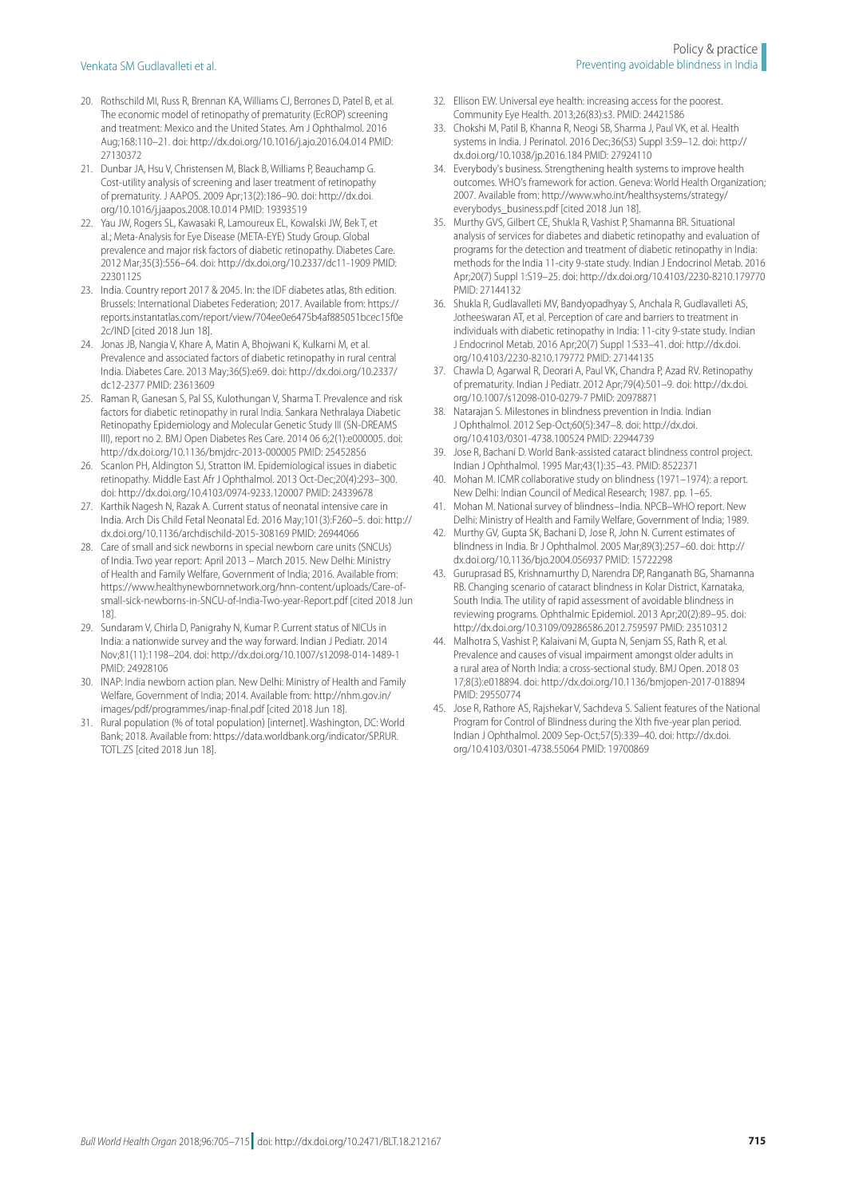20. Rothschild MI, Russ R, Brennan KA, Williams CJ, Berrones D, Patel B, et al. The economic model of retinopathy of prematurity (EcROP) screening and treatment: Mexico and the United States. Am J Ophthalmol. 2016 Aug;168:110–21. doi: http://dx.doi.org/10.1016/j.ajo.2016.04.014 PMID: 27130372
21. Dunbar JA, Hsu V, Christensen M, Black B, Williams P, Beauchamp G. Cost-utility analysis of screening and laser treatment of retinopathy of prematurity. J AAPOS. 2009 Apr;13(2):186–90. doi: http://dx.doi.org/10.1016/j.jaapos.2008.10.014 PMID: 19393519
22. Yau JW, Rogers SL, Kawasaki R, Lamoureux EL, Kowalski JW, Bek T, et al.; Meta-Analysis for Eye Disease (META-EYE) Study Group. Global prevalence and major risk factors of diabetic retinopathy. Diabetes Care. 2012 Mar;35(3):556–64. doi: http://dx.doi.org/10.2337/dc11-1909 PMID: 22301125
23. India. Country report 2017 & 2045. In: the IDF diabetes atlas, 8th edition. Brussels: International Diabetes Federation; 2017. Available from: https://reports.instantatlas.com/report/view/704ee0e6475b4af885051bcec15f0e2c/IND [cited 2018 Jun 18].
24. Jonas JB, Nangia V, Khare A, Matin A, Bhojwani K, Kulkarni M, et al. Prevalence and associated factors of diabetic retinopathy in rural central India. Diabetes Care. 2013 May;36(5):e69. doi: http://dx.doi.org/10.2337/dc12-2377 PMID: 23613609
25. Raman R, Ganesan S, Pal SS, Kulothungan V, Sharma T. Prevalence and risk factors for diabetic retinopathy in rural India. Sankara Nethralaya Diabetic Retinopathy Epidemiology and Molecular Genetic Study III (SN-DREAMS III), report no 2. BMJ Open Diabetes Res Care. 2014 06 6;2(1):e000005. doi: http://dx.doi.org/10.1136/bmjdrc-2013-000005 PMID: 25452856
26. Scanlon PH, Aldington SJ, Stratton IM. Epidemiological issues in diabetic retinopathy. Middle East Afr J Ophthalmol. 2013 Oct-Dec;20(4):293–300. doi: http://dx.doi.org/10.4103/0974-9233.120007 PMID: 24339678
27. Karthik Nagesh N, Razak A. Current status of neonatal intensive care in India. Arch Dis Child Fetal Neonatal Ed. 2016 May;101(3):F260–5. doi: http://dx.doi.org/10.1136/archdischild-2015-308169 PMID: 26944066
28. Care of small and sick newborns in special newborn care units (SNCUs) of India. Two year report: April 2013 – March 2015. New Delhi: Ministry of Health and Family Welfare, Government of India; 2016. Available from: https://www.healthynewbornnetwork.org/hnn-content/uploads/Care-of-small-sick-newborns-in-SNCU-of-India-Two-year-Report.pdf [cited 2018 Jun 18].
29. Sundaram V, Chirla D, Panigrahy N, Kumar P. Current status of NICUs in India: a nationwide survey and the way forward. Indian J Pediatr. 2014 Nov;81(11):1198–204. doi: http://dx.doi.org/10.1007/s12098-014-1489-1 PMID: 24928106
30. INAP: India newborn action plan. New Delhi: Ministry of Health and Family Welfare, Government of India; 2014. Available from: http://nhm.gov.in/images/pdf/programmes/inap-final.pdf [cited 2018 Jun 18].
31. Rural population (% of total population) [internet]. Washington, DC: World Bank; 2018. Available from: https://data.worldbank.org/indicator/SP.RUR.TOTL.ZS [cited 2018 Jun 18].
32. Ellison EW. Universal eye health: increasing access for the poorest. Community Eye Health. 2013;26(83):s3. PMID: 24421586
33. Chokshi M, Patil B, Khanna R, Neogi SB, Sharma J, Paul VK, et al. Health systems in India. J Perinatol. 2016 Dec;36(S3) Suppl 3:S9–12. doi: http://dx.doi.org/10.1038/jp.2016.184 PMID: 27924110
34. Everybody's business. Strengthening health systems to improve health outcomes. WHO's framework for action. Geneva: World Health Organization; 2007. Available from: http://www.who.int/healthsystems/strategy/everybodys_business.pdf [cited 2018 Jun 18].
35. Murthy GVS, Gilbert CE, Shukla R, Vashist P, Shamanna BR. Situational analysis of services for diabetes and diabetic retinopathy and evaluation of programs for the detection and treatment of diabetic retinopathy in India: methods for the India 11-city 9-state study. Indian J Endocrinol Metab. 2016 Apr;20(7) Suppl 1:S19–25. doi: http://dx.doi.org/10.4103/2230-8210.179770 PMID: 27144132
36. Shukla R, Gudlavalleti MV, Bandyopadhyay S, Anchala R, Gudlavalleti AS, Jotheeswaran AT, et al. Perception of care and barriers to treatment in individuals with diabetic retinopathy in India: 11-city 9-state study. Indian J Endocrinol Metab. 2016 Apr;20(7) Suppl 1:S33–41. doi: http://dx.doi.org/10.4103/2230-8210.179772 PMID: 27144135
37. Chawla D, Agarwal R, Deorari A, Paul VK, Chandra P, Azad RV. Retinopathy of prematurity. Indian J Pediatr. 2012 Apr;79(4):501–9. doi: http://dx.doi.org/10.1007/s12098-010-0279-7 PMID: 20978871
38. Natarajan S. Milestones in blindness prevention in India. Indian J Ophthalmol. 2012 Sep-Oct;60(5):347–8. doi: http://dx.doi.org/10.4103/0301-4738.100524 PMID: 22944739
39. Jose R, Bachani D. World Bank-assisted cataract blindness control project. Indian J Ophthalmol. 1995 Mar;43(1):35–43. PMID: 8522371
40. Mohan M. ICMR collaborative study on blindness (1971–1974): a report. New Delhi: Indian Council of Medical Research; 1987. pp. 1–65.
41. Mohan M. National survey of blindness–India. NPCB–WHO report. New Delhi: Ministry of Health and Family Welfare, Government of India; 1989.
42. Murthy GV, Gupta SK, Bachani D, Jose R, John N. Current estimates of blindness in India. Br J Ophthalmol. 2005 Mar;89(3):257–60. doi: http://dx.doi.org/10.1136/bjo.2004.056937 PMID: 15722298
43. Guruprasad BS, Krishnamurthy D, Narendra DP, Ranganath BG, Shamanna RB. Changing scenario of cataract blindness in Kolar District, Karnataka, South India. The utility of rapid assessment of avoidable blindness in reviewing programs. Ophthalmic Epidemiol. 2013 Apr;20(2):89–95. doi: http://dx.doi.org/10.3109/09286586.2012.759597 PMID: 23510312
44. Malhotra S, Vashist P, Kalaivani M, Gupta N, Senjam SS, Rath R, et al. Prevalence and causes of visual impairment amongst older adults in a rural area of North India: a cross-sectional study. BMJ Open. 2018 03 17;8(3):e018894. doi: http://dx.doi.org/10.1136/bmjopen-2017-018894 PMID: 29550774
45. Jose R, Rathore AS, Rajshekar V, Sachdeva S. Salient features of the National Program for Control of Blindness during the XIth five-year plan period. Indian J Ophthalmol. 2009 Sep-Oct;57(5):339–40. doi: http://dx.doi.org/10.4103/0301-4738.55064 PMID: 19700869